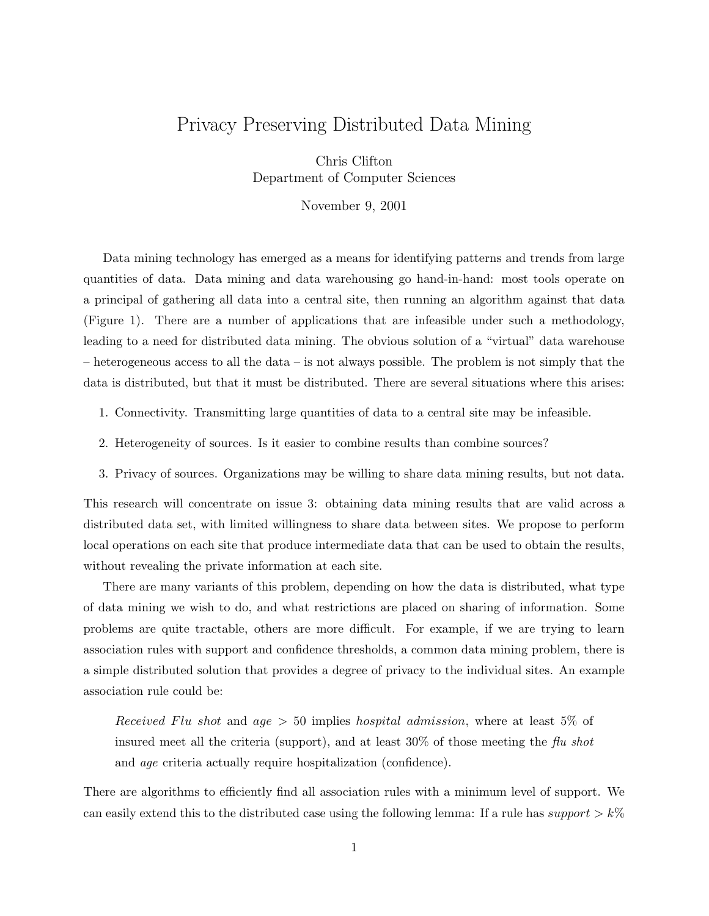# Privacy Preserving Distributed Data Mining

Chris Clifton
Department of Computer Sciences

November 9, 2001

Data mining technology has emerged as a means for identifying patterns and trends from large quantities of data. Data mining and data warehousing go hand-in-hand: most tools operate on a principal of gathering all data into a central site, then running an algorithm against that data (Figure 1). There are a number of applications that are infeasible under such a methodology, leading to a need for distributed data mining. The obvious solution of a "virtual" data warehouse – heterogeneous access to all the data – is not always possible. The problem is not simply that the data is distributed, but that it must be distributed. There are several situations where this arises:

1. Connectivity. Transmitting large quantities of data to a central site may be infeasible.
2. Heterogeneity of sources. Is it easier to combine results than combine sources?
3. Privacy of sources. Organizations may be willing to share data mining results, but not data.

This research will concentrate on issue 3: obtaining data mining results that are valid across a distributed data set, with limited willingness to share data between sites. We propose to perform local operations on each site that produce intermediate data that can be used to obtain the results, without revealing the private information at each site.

There are many variants of this problem, depending on how the data is distributed, what type of data mining we wish to do, and what restrictions are placed on sharing of information. Some problems are quite tractable, others are more difficult. For example, if we are trying to learn association rules with support and confidence thresholds, a common data mining problem, there is a simple distributed solution that provides a degree of privacy to the individual sites. An example association rule could be:

> *Received Flu shot* and *age* $> 50$ implies *hospital admission*, where at least 5% of insured meet all the criteria (support), and at least 30% of those meeting the *flu shot* and *age* criteria actually require hospitalization (confidence).

There are algorithms to efficiently find all association rules with a minimum level of support. We can easily extend this to the distributed case using the following lemma: If a rule has *support* $> k\%$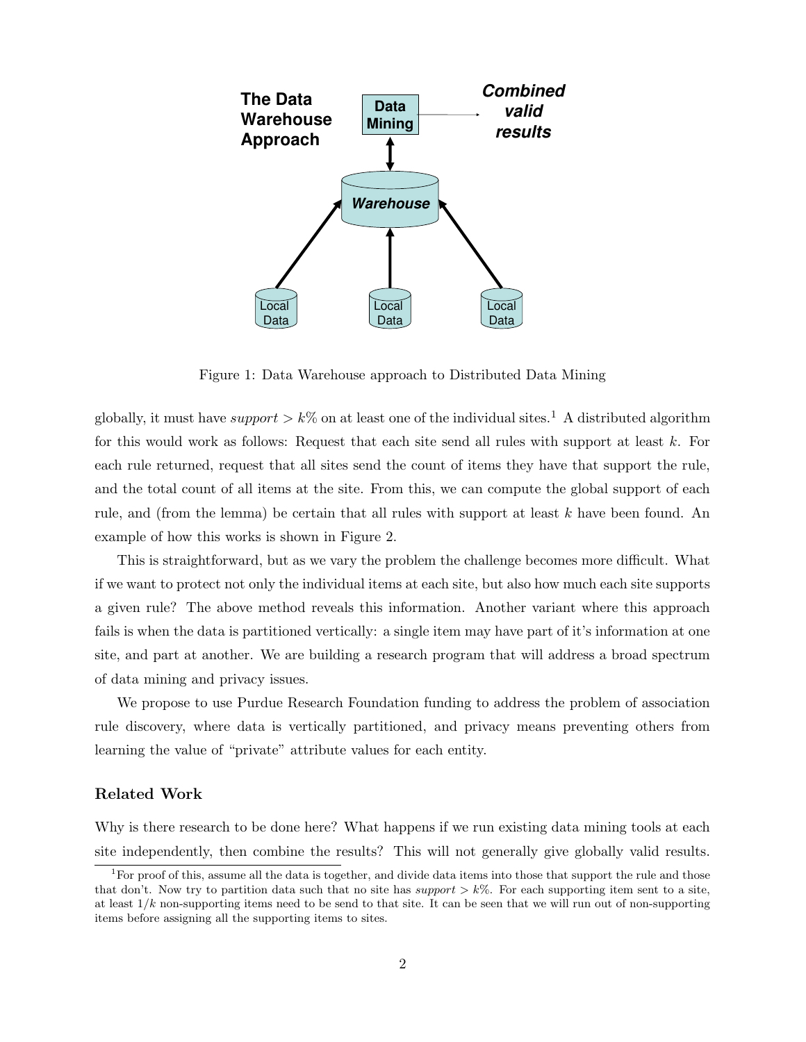Figure 1: Data Warehouse approach to Distributed Data Mining

globally, it must have *support* $> k\%$ on at least one of the individual sites.[1] A distributed algorithm for this would work as follows: Request that each site send all rules with support at least $k$. For each rule returned, request that all sites send the count of items they have that support the rule, and the total count of all items at the site. From this, we can compute the global support of each rule, and (from the lemma) be certain that all rules with support at least $k$ have been found. An example of how this works is shown in Figure 2.

This is straightforward, but as we vary the problem the challenge becomes more difficult. What if we want to protect not only the individual items at each site, but also how much each site supports a given rule? The above method reveals this information. Another variant where this approach fails is when the data is partitioned vertically: a single item may have part of it's information at one site, and part at another. We are building a research program that will address a broad spectrum of data mining and privacy issues.

We propose to use Purdue Research Foundation funding to address the problem of association rule discovery, where data is vertically partitioned, and privacy means preventing others from learning the value of "private" attribute values for each entity.

### Related Work

Why is there research to be done here? What happens if we run existing data mining tools at each site independently, then combine the results? This will not generally give globally valid results.

[1] For proof of this, assume all the data is together, and divide data items into those that support the rule and those that don't. Now try to partition data such that no site has *support* $> k\%$. For each supporting item sent to a site, at least $1/k$ non-supporting items need to be send to that site. It can be seen that we will run out of non-supporting items before assigning all the supporting items to sites.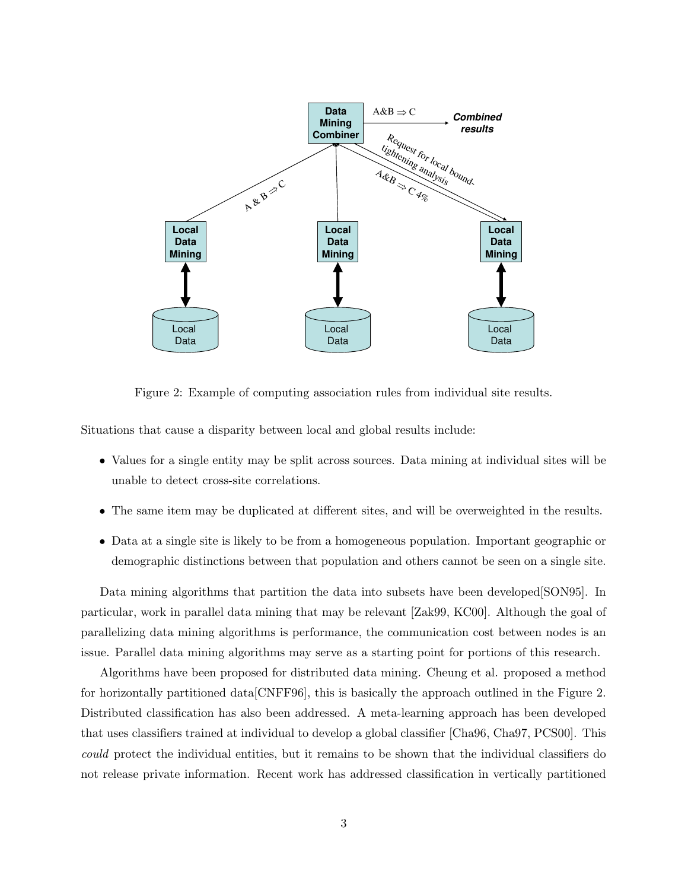Figure 2: Example of computing association rules from individual site results.

Situations that cause a disparity between local and global results include:

- Values for a single entity may be split across sources. Data mining at individual sites will be unable to detect cross-site correlations.
- The same item may be duplicated at different sites, and will be overweighted in the results.
- Data at a single site is likely to be from a homogeneous population. Important geographic or demographic distinctions between that population and others cannot be seen on a single site.

Data mining algorithms that partition the data into subsets have been developed[SON95]. In particular, work in parallel data mining that may be relevant [Zak99, KC00]. Although the goal of parallelizing data mining algorithms is performance, the communication cost between nodes is an issue. Parallel data mining algorithms may serve as a starting point for portions of this research.

Algorithms have been proposed for distributed data mining. Cheung et al. proposed a method for horizontally partitioned data[CNFF96], this is basically the approach outlined in the Figure 2. Distributed classification has also been addressed. A meta-learning approach has been developed that uses classifiers trained at individual to develop a global classifier [Cha96, Cha97, PCS00]. This *could* protect the individual entities, but it remains to be shown that the individual classifiers do not release private information. Recent work has addressed classification in vertically partitioned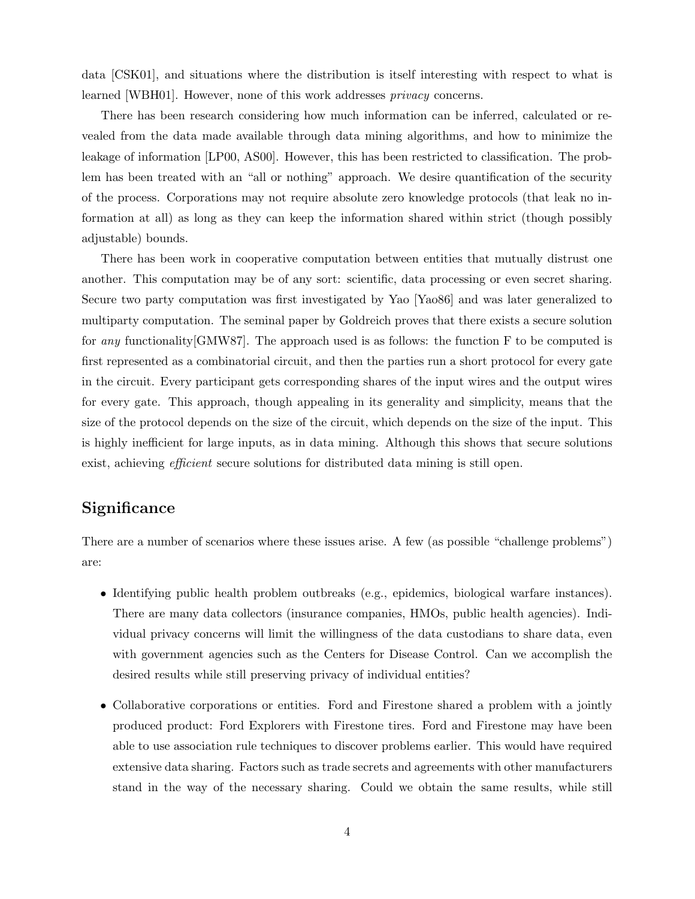data [CSK01], and situations where the distribution is itself interesting with respect to what is learned [WBH01]. However, none of this work addresses *privacy* concerns.

There has been research considering how much information can be inferred, calculated or revealed from the data made available through data mining algorithms, and how to minimize the leakage of information [LP00, AS00]. However, this has been restricted to classification. The problem has been treated with an "all or nothing" approach. We desire quantification of the security of the process. Corporations may not require absolute zero knowledge protocols (that leak no information at all) as long as they can keep the information shared within strict (though possibly adjustable) bounds.

There has been work in cooperative computation between entities that mutually distrust one another. This computation may be of any sort: scientific, data processing or even secret sharing. Secure two party computation was first investigated by Yao [Yao86] and was later generalized to multiparty computation. The seminal paper by Goldreich proves that there exists a secure solution for *any* functionality[GMW87]. The approach used is as follows: the function F to be computed is first represented as a combinatorial circuit, and then the parties run a short protocol for every gate in the circuit. Every participant gets corresponding shares of the input wires and the output wires for every gate. This approach, though appealing in its generality and simplicity, means that the size of the protocol depends on the size of the circuit, which depends on the size of the input. This is highly inefficient for large inputs, as in data mining. Although this shows that secure solutions exist, achieving *efficient* secure solutions for distributed data mining is still open.

## Significance

There are a number of scenarios where these issues arise. A few (as possible "challenge problems") are:

- Identifying public health problem outbreaks (e.g., epidemics, biological warfare instances). There are many data collectors (insurance companies, HMOs, public health agencies). Individual privacy concerns will limit the willingness of the data custodians to share data, even with government agencies such as the Centers for Disease Control. Can we accomplish the desired results while still preserving privacy of individual entities?
- Collaborative corporations or entities. Ford and Firestone shared a problem with a jointly produced product: Ford Explorers with Firestone tires. Ford and Firestone may have been able to use association rule techniques to discover problems earlier. This would have required extensive data sharing. Factors such as trade secrets and agreements with other manufacturers stand in the way of the necessary sharing. Could we obtain the same results, while still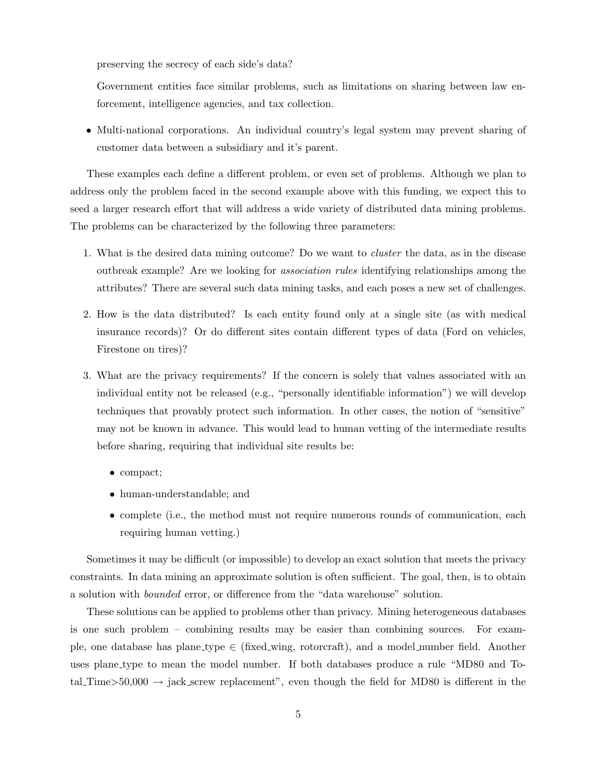preserving the secrecy of each side's data?

Government entities face similar problems, such as limitations on sharing between law enforcement, intelligence agencies, and tax collection.

- Multi-national corporations. An individual country's legal system may prevent sharing of customer data between a subsidiary and it's parent.

These examples each define a different problem, or even set of problems. Although we plan to address only the problem faced in the second example above with this funding, we expect this to seed a larger research effort that will address a wide variety of distributed data mining problems. The problems can be characterized by the following three parameters:

1. What is the desired data mining outcome? Do we want to *cluster* the data, as in the disease outbreak example? Are we looking for *association rules* identifying relationships among the attributes? There are several such data mining tasks, and each poses a new set of challenges.

2. How is the data distributed? Is each entity found only at a single site (as with medical insurance records)? Or do different sites contain different types of data (Ford on vehicles, Firestone on tires)?

3. What are the privacy requirements? If the concern is solely that values associated with an individual entity not be released (e.g., "personally identifiable information") we will develop techniques that provably protect such information. In other cases, the notion of "sensitive" may not be known in advance. This would lead to human vetting of the intermediate results before sharing, requiring that individual site results be:

   - compact;
   - human-understandable; and
   - complete (i.e., the method must not require numerous rounds of communication, each requiring human vetting.)

Sometimes it may be difficult (or impossible) to develop an exact solution that meets the privacy constraints. In data mining an approximate solution is often sufficient. The goal, then, is to obtain a solution with *bounded* error, or difference from the "data warehouse" solution.

These solutions can be applied to problems other than privacy. Mining heterogeneous databases is one such problem – combining results may be easier than combining sources. For example, one database has plane_type ∈ (fixed_wing, rotorcraft), and a model_number field. Another uses plane_type to mean the model number. If both databases produce a rule "MD80 and Total_Time>50,000 → jack_screw replacement", even though the field for MD80 is different in the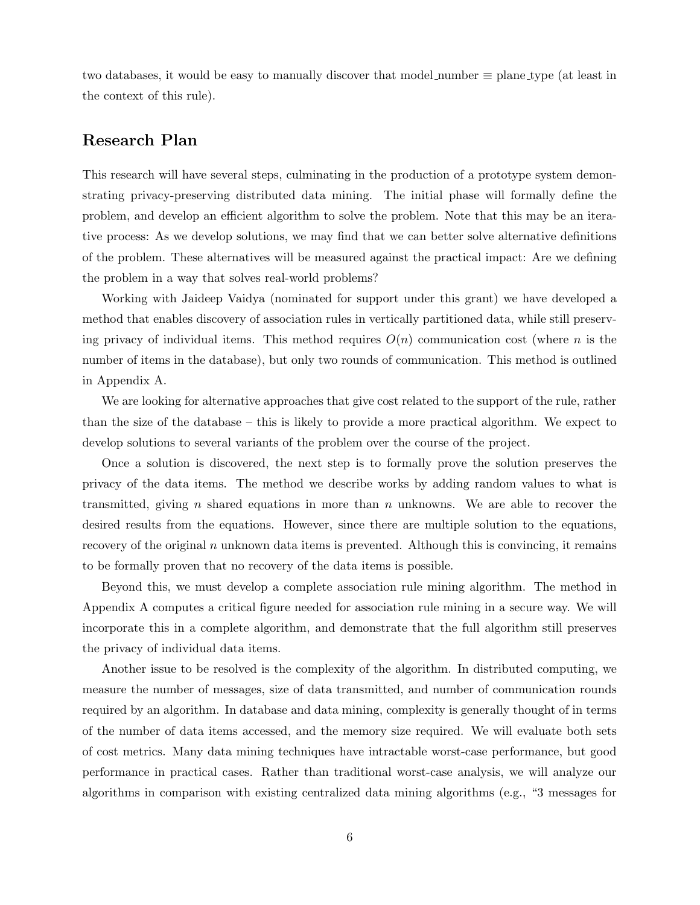two databases, it would be easy to manually discover that model_number ≡ plane_type (at least in the context of this rule).

## Research Plan

This research will have several steps, culminating in the production of a prototype system demonstrating privacy-preserving distributed data mining. The initial phase will formally define the problem, and develop an efficient algorithm to solve the problem. Note that this may be an iterative process: As we develop solutions, we may find that we can better solve alternative definitions of the problem. These alternatives will be measured against the practical impact: Are we defining the problem in a way that solves real-world problems?

Working with Jaideep Vaidya (nominated for support under this grant) we have developed a method that enables discovery of association rules in vertically partitioned data, while still preserving privacy of individual items. This method requires $O(n)$ communication cost (where $n$ is the number of items in the database), but only two rounds of communication. This method is outlined in Appendix A.

We are looking for alternative approaches that give cost related to the support of the rule, rather than the size of the database – this is likely to provide a more practical algorithm. We expect to develop solutions to several variants of the problem over the course of the project.

Once a solution is discovered, the next step is to formally prove the solution preserves the privacy of the data items. The method we describe works by adding random values to what is transmitted, giving $n$ shared equations in more than $n$ unknowns. We are able to recover the desired results from the equations. However, since there are multiple solution to the equations, recovery of the original $n$ unknown data items is prevented. Although this is convincing, it remains to be formally proven that no recovery of the data items is possible.

Beyond this, we must develop a complete association rule mining algorithm. The method in Appendix A computes a critical figure needed for association rule mining in a secure way. We will incorporate this in a complete algorithm, and demonstrate that the full algorithm still preserves the privacy of individual data items.

Another issue to be resolved is the complexity of the algorithm. In distributed computing, we measure the number of messages, size of data transmitted, and number of communication rounds required by an algorithm. In database and data mining, complexity is generally thought of in terms of the number of data items accessed, and the memory size required. We will evaluate both sets of cost metrics. Many data mining techniques have intractable worst-case performance, but good performance in practical cases. Rather than traditional worst-case analysis, we will analyze our algorithms in comparison with existing centralized data mining algorithms (e.g., "3 messages for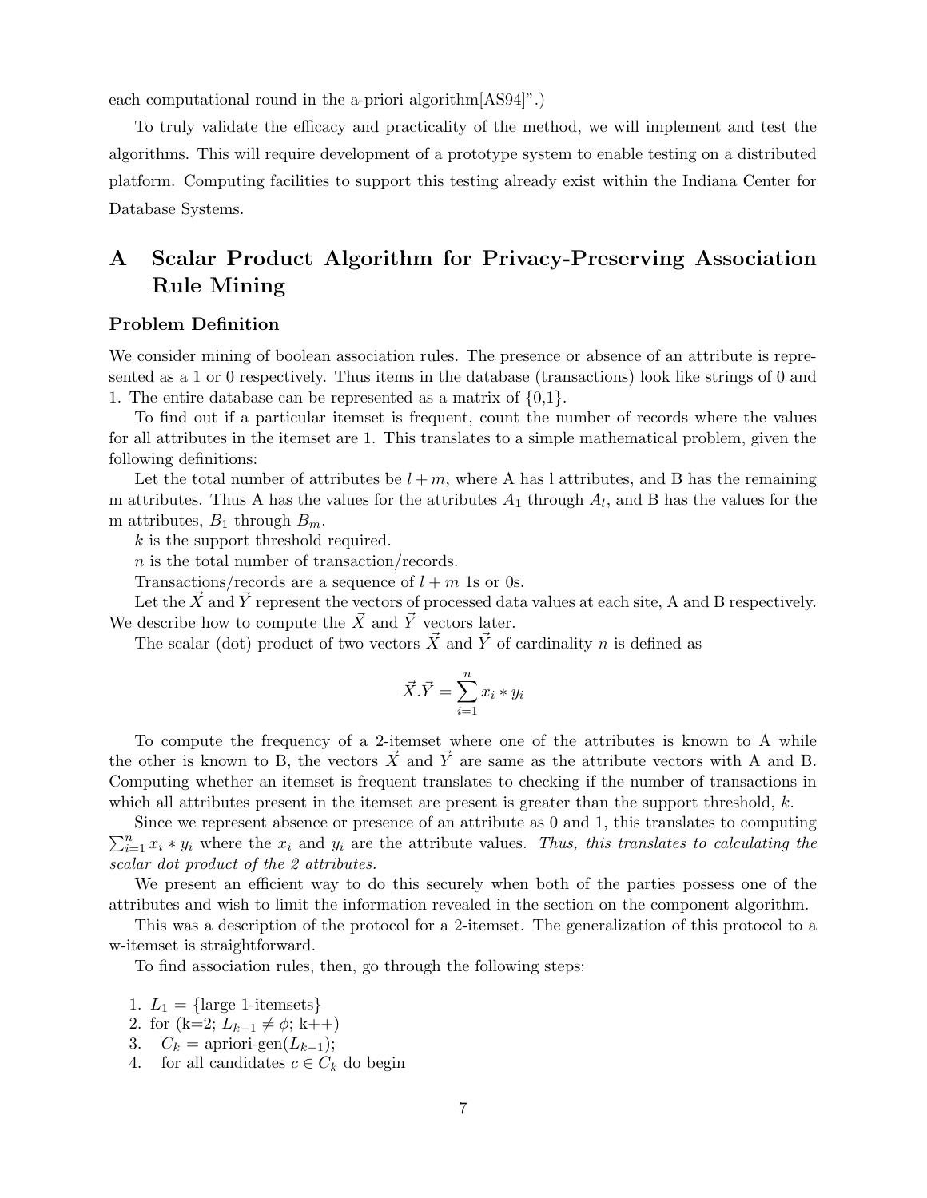each computational round in the a-priori algorithm[AS94]".)

To truly validate the efficacy and practicality of the method, we will implement and test the algorithms. This will require development of a prototype system to enable testing on a distributed platform. Computing facilities to support this testing already exist within the Indiana Center for Database Systems.

# A Scalar Product Algorithm for Privacy-Preserving Association Rule Mining

### Problem Definition

We consider mining of boolean association rules. The presence or absence of an attribute is represented as a 1 or 0 respectively. Thus items in the database (transactions) look like strings of 0 and 1. The entire database can be represented as a matrix of {0,1}.

To find out if a particular itemset is frequent, count the number of records where the values for all attributes in the itemset are 1. This translates to a simple mathematical problem, given the following definitions:

Let the total number of attributes be $l + m$, where A has l attributes, and B has the remaining m attributes. Thus A has the values for the attributes $A_1$ through $A_l$, and B has the values for the m attributes, $B_1$ through $B_m$.

$k$ is the support threshold required.

$n$ is the total number of transaction/records.

Transactions/records are a sequence of $l + m$ 1s or 0s.

Let the $\vec{X}$ and $\vec{Y}$ represent the vectors of processed data values at each site, A and B respectively. We describe how to compute the $\vec{X}$ and $\vec{Y}$ vectors later.

The scalar (dot) product of two vectors $\vec{X}$ and $\vec{Y}$ of cardinality $n$ is defined as

$$\vec{X}.\vec{Y} = \sum_{i=1}^{n} x_i * y_i$$

To compute the frequency of a 2-itemset where one of the attributes is known to A while the other is known to B, the vectors $\vec{X}$ and $\vec{Y}$ are same as the attribute vectors with A and B. Computing whether an itemset is frequent translates to checking if the number of transactions in which all attributes present in the itemset are present is greater than the support threshold, $k$.

Since we represent absence or presence of an attribute as 0 and 1, this translates to computing $\sum_{i=1}^{n} x_i * y_i$ where the $x_i$ and $y_i$ are the attribute values. *Thus, this translates to calculating the scalar dot product of the 2 attributes.*

We present an efficient way to do this securely when both of the parties possess one of the attributes and wish to limit the information revealed in the section on the component algorithm.

This was a description of the protocol for a 2-itemset. The generalization of this protocol to a w-itemset is straightforward.

To find association rules, then, go through the following steps:

1. $L_1$ = {large 1-itemsets}
2. for (k=2; $L_{k-1} \neq \phi$; k++)
3. $C_k$ = apriori-gen($L_{k-1}$);
4. for all candidates $c \in C_k$ do begin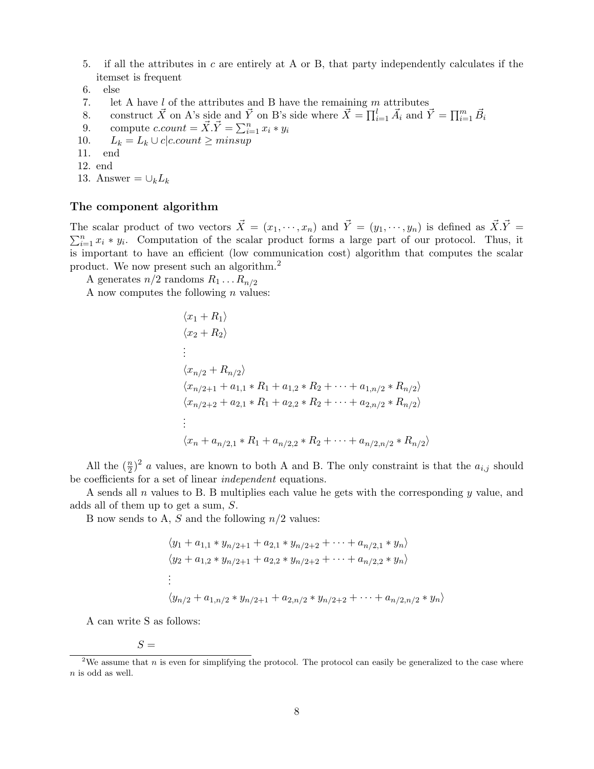5. if all the attributes in $c$ are entirely at A or B, that party independently calculates if the itemset is frequent
6. else
7. let A have $l$ of the attributes and B have the remaining $m$ attributes
8. construct $\vec{X}$ on A's side and $\vec{Y}$ on B's side where $\vec{X} = \prod_{i=1}^{l} \vec{A}_i$ and $\vec{Y} = \prod_{i=1}^{m} \vec{B}_i$
9. compute $c.count = \vec{X}.\vec{Y} = \sum_{i=1}^{n} x_i * y_i$
10. $L_k = L_k \cup c | c.count \geq minsup$
11. end
12. end
13. Answer $= \cup_k L_k$

### The component algorithm

The scalar product of two vectors $\vec{X} = (x_1, \cdots, x_n)$ and $\vec{Y} = (y_1, \cdots, y_n)$ is defined as $\vec{X}.\vec{Y} = \sum_{i=1}^{n} x_i * y_i$. Computation of the scalar product forms a large part of our protocol. Thus, it is important to have an efficient (low communication cost) algorithm that computes the scalar product. We now present such an algorithm.[2]

A generates $n/2$ randoms $R_1 \ldots R_{n/2}$

A now computes the following $n$ values:

$$
\begin{array}{l}
\langle x_1 + R_1 \rangle \\
\langle x_2 + R_2 \rangle \\
\vdots \\
\langle x_{n/2} + R_{n/2} \rangle \\
\langle x_{n/2+1} + a_{1,1} * R_1 + a_{1,2} * R_2 + \cdots + a_{1,n/2} * R_{n/2} \rangle \\
\langle x_{n/2+2} + a_{2,1} * R_1 + a_{2,2} * R_2 + \cdots + a_{2,n/2} * R_{n/2} \rangle \\
\vdots \\
\langle x_n + a_{n/2,1} * R_1 + a_{n/2,2} * R_2 + \cdots + a_{n/2,n/2} * R_{n/2} \rangle
\end{array}
$$

All the $(\frac{n}{2})^2$ $a$ values, are known to both A and B. The only constraint is that the $a_{i,j}$ should be coefficients for a set of linear *independent* equations.

A sends all $n$ values to B. B multiplies each value he gets with the corresponding $y$ value, and adds all of them up to get a sum, $S$.

B now sends to A, $S$ and the following $n/2$ values:

$$
\begin{array}{l}
\langle y_1 + a_{1,1} * y_{n/2+1} + a_{2,1} * y_{n/2+2} + \cdots + a_{n/2,1} * y_n \rangle \\
\langle y_2 + a_{1,2} * y_{n/2+1} + a_{2,2} * y_{n/2+2} + \cdots + a_{n/2,2} * y_n \rangle \\
\vdots \\
\langle y_{n/2} + a_{1,n/2} * y_{n/2+1} + a_{2,n/2} * y_{n/2+2} + \cdots + a_{n/2,n/2} * y_n \rangle
\end{array}
$$

A can write S as follows:

$$S =$$

[2] We assume that $n$ is even for simplifying the protocol. The protocol can easily be generalized to the case where $n$ is odd as well.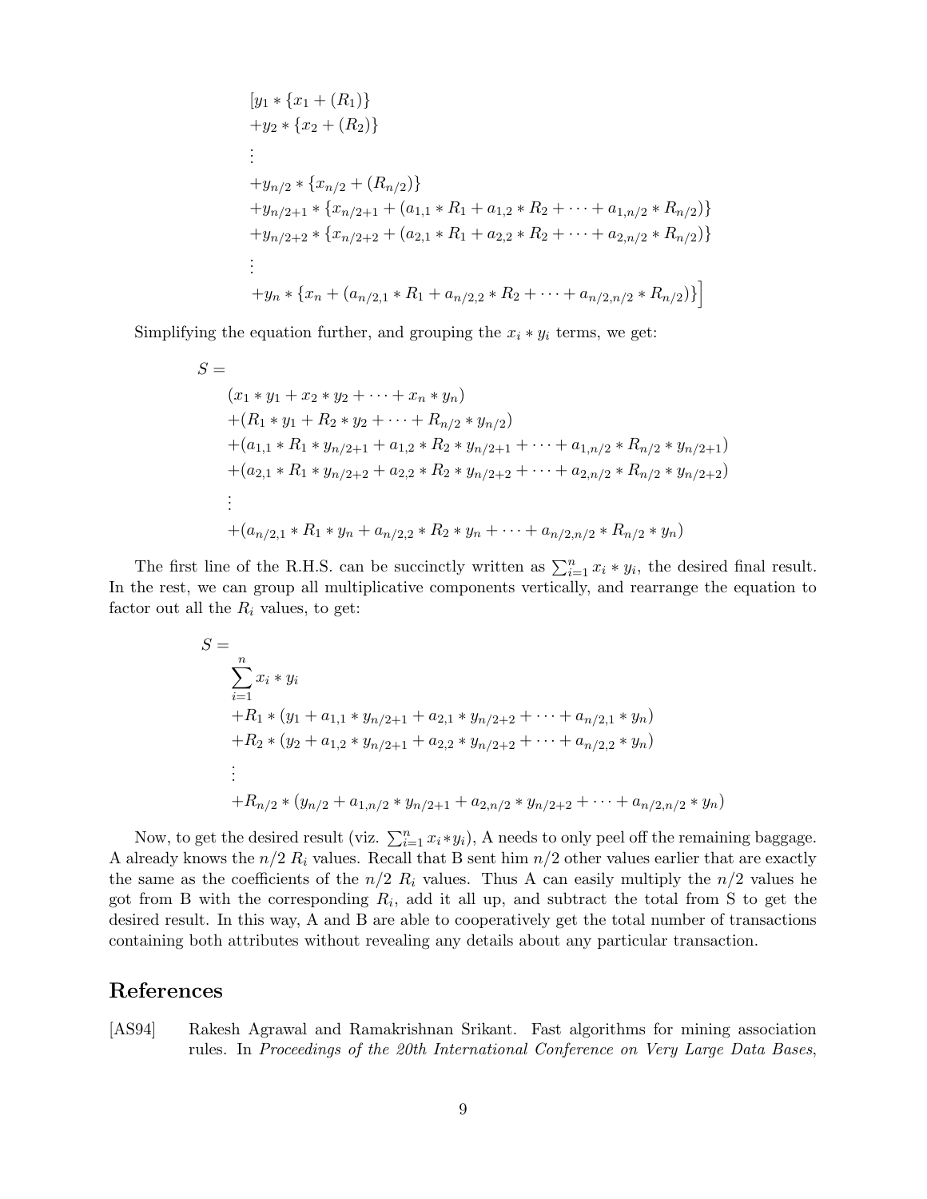$$
\begin{aligned}
&[y_1 * \{x_1 + (R_1)\} \\
&+y_2 * \{x_2 + (R_2)\} \\
&\vdots \\
&+y_{n/2} * \{x_{n/2} + (R_{n/2})\} \\
&+y_{n/2+1} * \{x_{n/2+1} + (a_{1,1} * R_1 + a_{1,2} * R_2 + \cdots + a_{1,n/2} * R_{n/2})\} \\
&+y_{n/2+2} * \{x_{n/2+2} + (a_{2,1} * R_1 + a_{2,2} * R_2 + \cdots + a_{2,n/2} * R_{n/2})\} \\
&\vdots \\
&+y_n * \{x_n + (a_{n/2,1} * R_1 + a_{n/2,2} * R_2 + \cdots + a_{n/2,n/2} * R_{n/2})\}\Big]
\end{aligned}
$$

Simplifying the equation further, and grouping the $x_i * y_i$ terms, we get:

$$
\begin{aligned}
S = & \\
&(x_1 * y_1 + x_2 * y_2 + \cdots + x_n * y_n) \\
&+(R_1 * y_1 + R_2 * y_2 + \cdots + R_{n/2} * y_{n/2}) \\
&+(a_{1,1} * R_1 * y_{n/2+1} + a_{1,2} * R_2 * y_{n/2+1} + \cdots + a_{1,n/2} * R_{n/2} * y_{n/2+1}) \\
&+(a_{2,1} * R_1 * y_{n/2+2} + a_{2,2} * R_2 * y_{n/2+2} + \cdots + a_{2,n/2} * R_{n/2} * y_{n/2+2}) \\
&\vdots \\
&+(a_{n/2,1} * R_1 * y_n + a_{n/2,2} * R_2 * y_n + \cdots + a_{n/2,n/2} * R_{n/2} * y_n)
\end{aligned}
$$

The first line of the R.H.S. can be succinctly written as $\sum_{i=1}^{n} x_i * y_i$, the desired final result. In the rest, we can group all multiplicative components vertically, and rearrange the equation to factor out all the $R_i$ values, to get:

$$
\begin{aligned}
S = & \\
&\sum_{i=1}^{n} x_i * y_i \\
&+R_1 * (y_1 + a_{1,1} * y_{n/2+1} + a_{2,1} * y_{n/2+2} + \cdots + a_{n/2,1} * y_n) \\
&+R_2 * (y_2 + a_{1,2} * y_{n/2+1} + a_{2,2} * y_{n/2+2} + \cdots + a_{n/2,2} * y_n) \\
&\vdots \\
&+R_{n/2} * (y_{n/2} + a_{1,n/2} * y_{n/2+1} + a_{2,n/2} * y_{n/2+2} + \cdots + a_{n/2,n/2} * y_n)
\end{aligned}
$$

Now, to get the desired result (viz. $\sum_{i=1}^{n} x_i * y_i$), A needs to only peel off the remaining baggage. A already knows the $n/2$ $R_i$ values. Recall that B sent him $n/2$ other values earlier that are exactly the same as the coefficients of the $n/2$ $R_i$ values. Thus A can easily multiply the $n/2$ values he got from B with the corresponding $R_i$, add it all up, and subtract the total from S to get the desired result. In this way, A and B are able to cooperatively get the total number of transactions containing both attributes without revealing any details about any particular transaction.

## References

[AS94] Rakesh Agrawal and Ramakrishnan Srikant. Fast algorithms for mining association rules. In *Proceedings of the 20th International Conference on Very Large Data Bases*,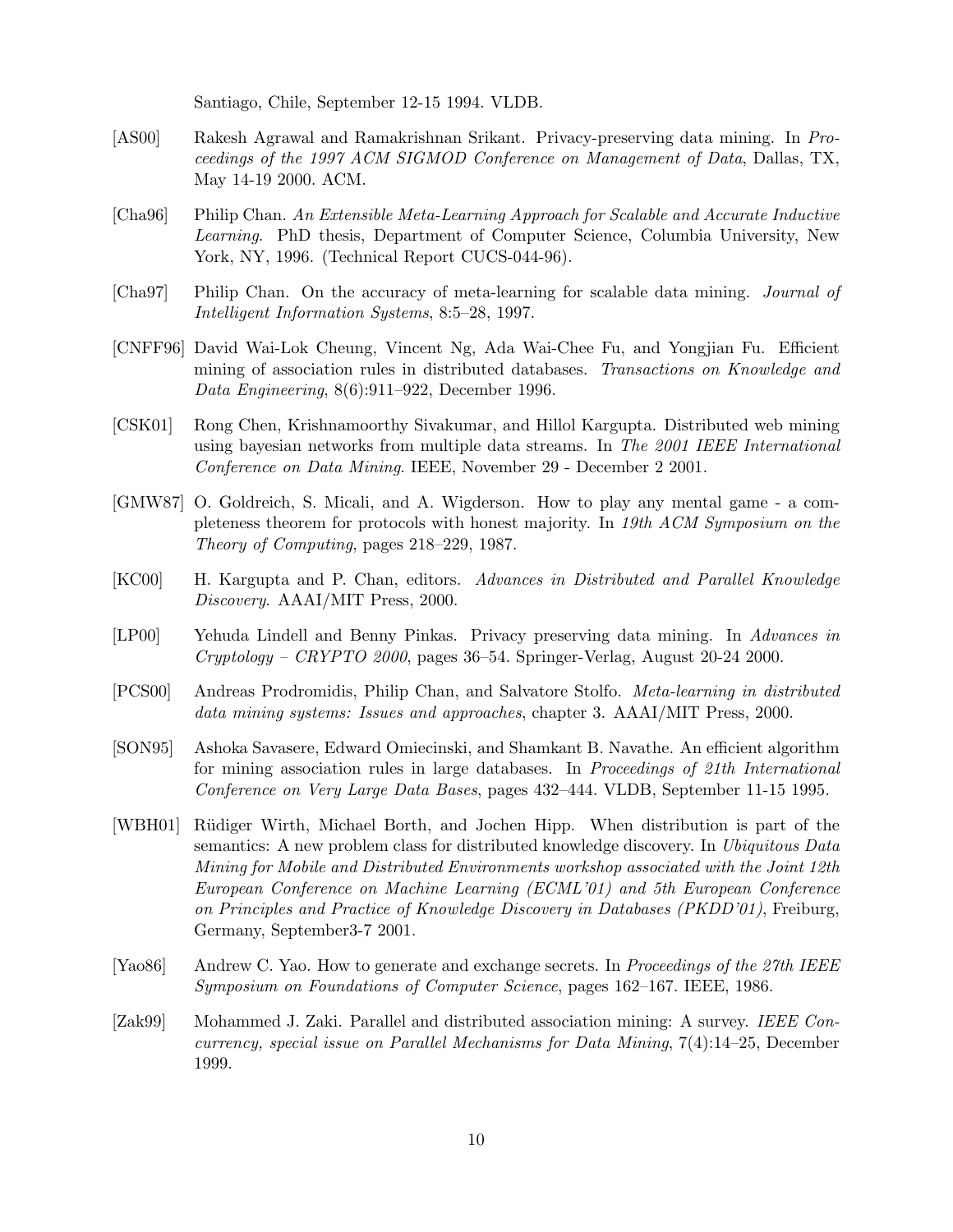Santiago, Chile, September 12-15 1994. VLDB.

[AS00] Rakesh Agrawal and Ramakrishnan Srikant. Privacy-preserving data mining. In *Proceedings of the 1997 ACM SIGMOD Conference on Management of Data*, Dallas, TX, May 14-19 2000. ACM.

[Cha96] Philip Chan. *An Extensible Meta-Learning Approach for Scalable and Accurate Inductive Learning*. PhD thesis, Department of Computer Science, Columbia University, New York, NY, 1996. (Technical Report CUCS-044-96).

[Cha97] Philip Chan. On the accuracy of meta-learning for scalable data mining. *Journal of Intelligent Information Systems*, 8:5–28, 1997.

[CNFF96] David Wai-Lok Cheung, Vincent Ng, Ada Wai-Chee Fu, and Yongjian Fu. Efficient mining of association rules in distributed databases. *Transactions on Knowledge and Data Engineering*, 8(6):911–922, December 1996.

[CSK01] Rong Chen, Krishnamoorthy Sivakumar, and Hillol Kargupta. Distributed web mining using bayesian networks from multiple data streams. In *The 2001 IEEE International Conference on Data Mining*. IEEE, November 29 - December 2 2001.

[GMW87] O. Goldreich, S. Micali, and A. Wigderson. How to play any mental game - a completeness theorem for protocols with honest majority. In *19th ACM Symposium on the Theory of Computing*, pages 218–229, 1987.

[KC00] H. Kargupta and P. Chan, editors. *Advances in Distributed and Parallel Knowledge Discovery*. AAAI/MIT Press, 2000.

[LP00] Yehuda Lindell and Benny Pinkas. Privacy preserving data mining. In *Advances in Cryptology – CRYPTO 2000*, pages 36–54. Springer-Verlag, August 20-24 2000.

[PCS00] Andreas Prodromidis, Philip Chan, and Salvatore Stolfo. *Meta-learning in distributed data mining systems: Issues and approaches*, chapter 3. AAAI/MIT Press, 2000.

[SON95] Ashoka Savasere, Edward Omiecinski, and Shamkant B. Navathe. An efficient algorithm for mining association rules in large databases. In *Proceedings of 21th International Conference on Very Large Data Bases*, pages 432–444. VLDB, September 11-15 1995.

[WBH01] Rüdiger Wirth, Michael Borth, and Jochen Hipp. When distribution is part of the semantics: A new problem class for distributed knowledge discovery. In *Ubiquitous Data Mining for Mobile and Distributed Environments workshop associated with the Joint 12th European Conference on Machine Learning (ECML'01) and 5th European Conference on Principles and Practice of Knowledge Discovery in Databases (PKDD'01)*, Freiburg, Germany, September3-7 2001.

[Yao86] Andrew C. Yao. How to generate and exchange secrets. In *Proceedings of the 27th IEEE Symposium on Foundations of Computer Science*, pages 162–167. IEEE, 1986.

[Zak99] Mohammed J. Zaki. Parallel and distributed association mining: A survey. *IEEE Concurrency, special issue on Parallel Mechanisms for Data Mining*, 7(4):14–25, December 1999.